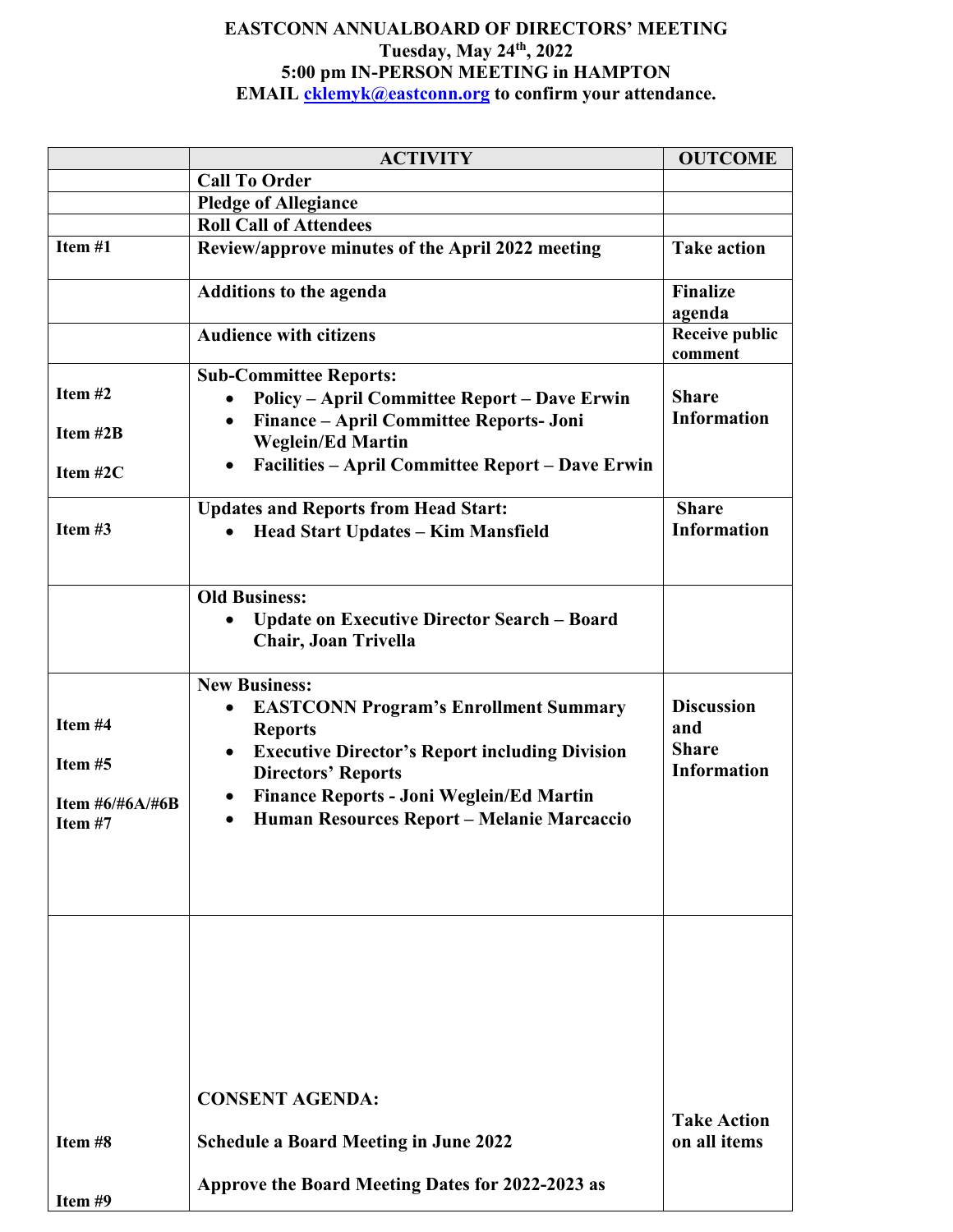**EASTCONN ANNUALBOARD OF DIRECTORS' MEETING**
**Tuesday, May 24th, 2022**
**5:00 pm IN-PERSON MEETING in HAMPTON**
**EMAIL cklemyk@eastconn.org to confirm your attendance.**

| | ACTIVITY | OUTCOME |
|---|---|---|
| | **Call To Order** | |
| | **Pledge of Allegiance** | |
| | **Roll Call of Attendees** | |
| **Item #1** | **Review/approve minutes of the April 2022 meeting** | **Take action** |
| | **Additions to the agenda** | **Finalize agenda** |
| | **Audience with citizens** | **Receive public comment** |
| **Item #2**<br>**Item #2B**<br>**Item #2C** | **Sub-Committee Reports:**<br>• **Policy – April Committee Report – Dave Erwin**<br>• **Finance – April Committee Reports- Joni Weglein/Ed Martin**<br>• **Facilities – April Committee Report – Dave Erwin** | **Share Information** |
| **Item #3** | **Updates and Reports from Head Start:**<br>• **Head Start Updates – Kim Mansfield** | **Share Information** |
| | **Old Business:**<br>• **Update on Executive Director Search – Board Chair, Joan Trivella** | |
| **Item #4**<br>**Item #5**<br>**Item #6/#6A/#6B**<br>**Item #7** | **New Business:**<br>• **EASTCONN Program's Enrollment Summary Reports**<br>• **Executive Director's Report including Division Directors' Reports**<br>• **Finance Reports - Joni Weglein/Ed Martin**<br>• **Human Resources Report – Melanie Marcaccio** | **Discussion and Share Information** |
| **Item #8**<br>**Item #9** | **CONSENT AGENDA:**<br>**Schedule a Board Meeting in June 2022**<br>**Approve the Board Meeting Dates for 2022-2023 as** | **Take Action on all items** |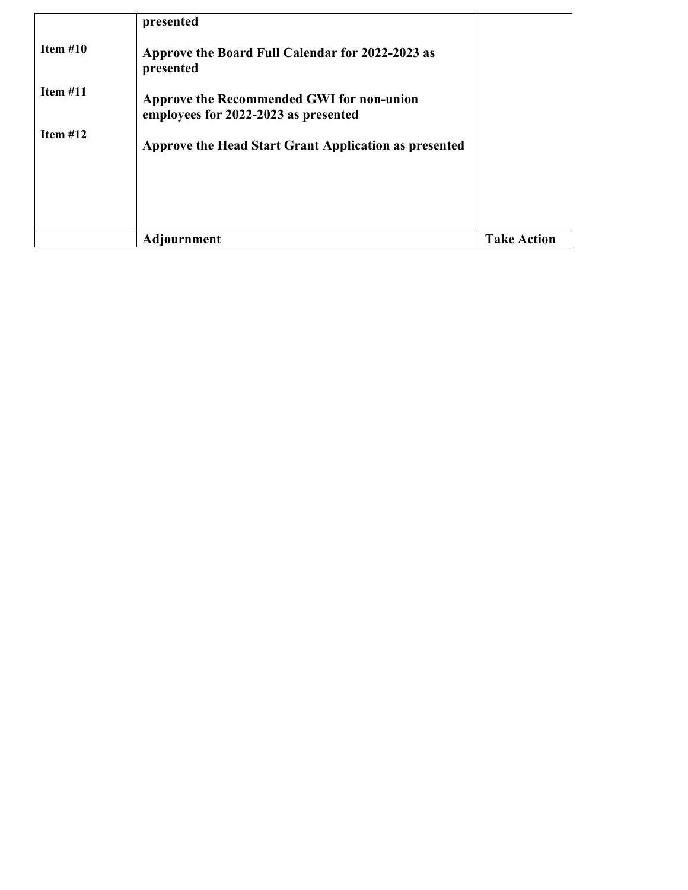| | | |
|---|---|---|
| | **presented** | |
| **Item #10** | **Approve the Board Full Calendar for 2022-2023 as presented** | |
| **Item #11** | **Approve the Recommended GWI for non-union employees for 2022-2023 as presented** | |
| **Item #12** | **Approve the Head Start Grant Application as presented** | |
| | **Adjournment** | **Take Action** |